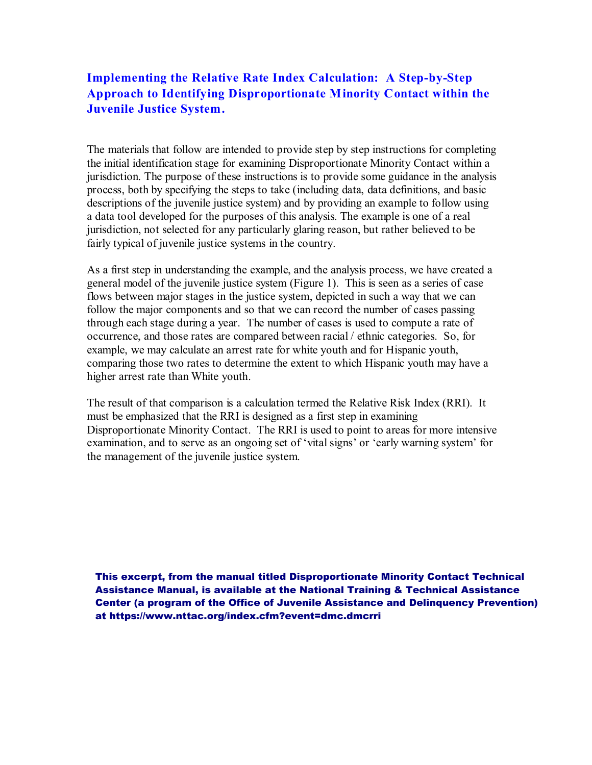# Implementing the Relative Rate Index Calculation: A Step-by-Step Approach to Identifying Disproportionate Minority Contact within the Juvenile Justice System.

The materials that follow are intended to provide step by step instructions for completing the initial identification stage for examining Disproportionate Minority Contact within a jurisdiction. The purpose of these instructions is to provide some guidance in the analysis process, both by specifying the steps to take (including data, data definitions, and basic descriptions of the juvenile justice system) and by providing an example to follow using a data tool developed for the purposes of this analysis. The example is one of a real jurisdiction, not selected for any particularly glaring reason, but rather believed to be fairly typical of juvenile justice systems in the country.

As a first step in understanding the example, and the analysis process, we have created a general model of the juvenile justice system (Figure 1). This is seen as a series of case flows between major stages in the justice system, depicted in such a way that we can follow the major components and so that we can record the number of cases passing through each stage during a year. The number of cases is used to compute a rate of occurrence, and those rates are compared between racial / ethnic categories. So, for example, we may calculate an arrest rate for white youth and for Hispanic youth, comparing those two rates to determine the extent to which Hispanic youth may have a higher arrest rate than White youth.

The result of that comparison is a calculation termed the Relative Risk Index (RRI). It must be emphasized that the RRI is designed as a first step in examining Disproportionate Minority Contact. The RRI is used to point to areas for more intensive examination, and to serve as an ongoing set of 'vital signs' or 'early warning system' for the management of the juvenile justice system.

**This excerpt, from the manual titled Disproportionate Minority Contact Technical Assistance Manual, is available at the National Training & Technical Assistance Center (a program of the Office of Juvenile Assistance and Delinquency Prevention) at https://www.nttac.org/index.cfm?event=dmc.dmcrri**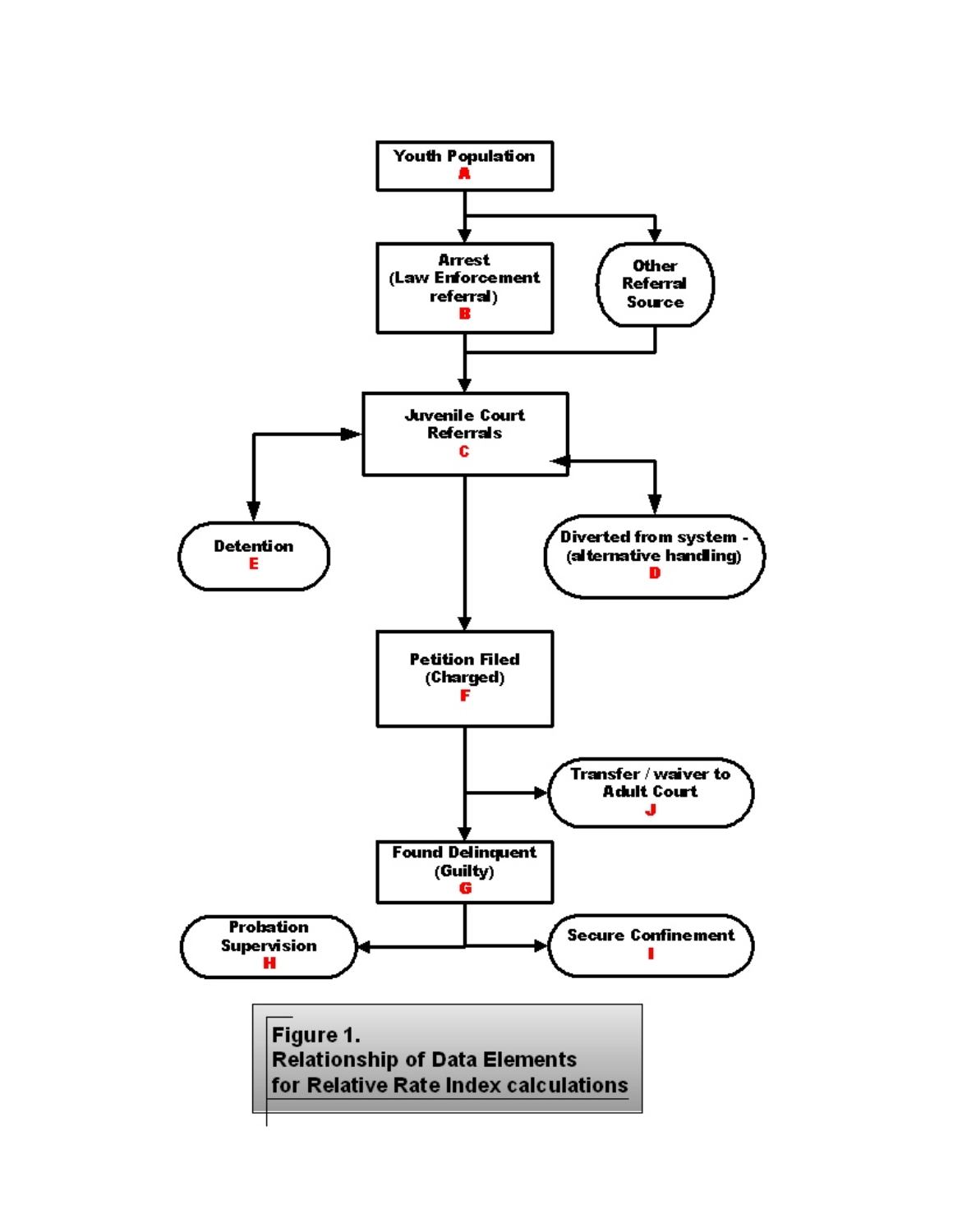Youth Population
A

Arrest
(Law Enforcement referral)
B

Other Referral Source

Juvenile Court Referrals
C

Detention
E

Diverted from system - (alternative handling)
D

Petition Filed
(Charged)
F

Transfer / waiver to Adult Court
J

Found Delinquent
(Guilty)
G

Probation Supervision
H

Secure Confinement
I

**Figure 1.**
**Relationship of Data Elements for Relative Rate Index calculations**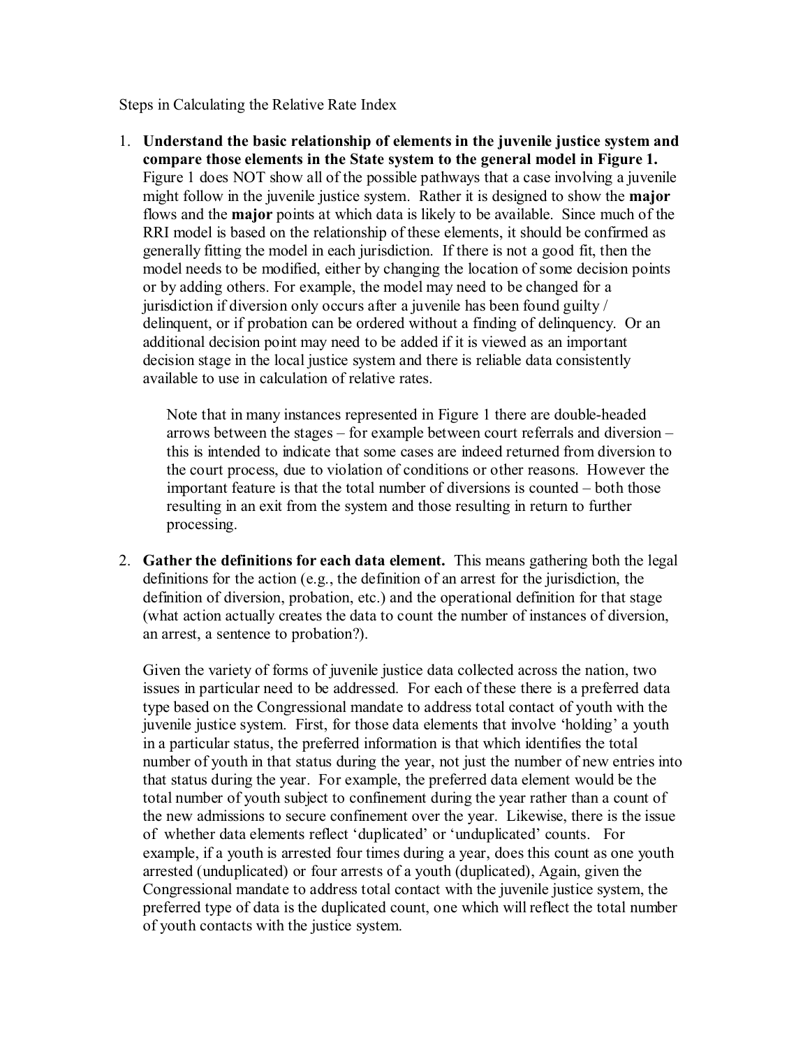Steps in Calculating the Relative Rate Index

1. **Understand the basic relationship of elements in the juvenile justice system and compare those elements in the State system to the general model in Figure 1.** Figure 1 does NOT show all of the possible pathways that a case involving a juvenile might follow in the juvenile justice system. Rather it is designed to show the **major** flows and the **major** points at which data is likely to be available. Since much of the RRI model is based on the relationship of these elements, it should be confirmed as generally fitting the model in each jurisdiction. If there is not a good fit, then the model needs to be modified, either by changing the location of some decision points or by adding others. For example, the model may need to be changed for a jurisdiction if diversion only occurs after a juvenile has been found guilty / delinquent, or if probation can be ordered without a finding of delinquency. Or an additional decision point may need to be added if it is viewed as an important decision stage in the local justice system and there is reliable data consistently available to use in calculation of relative rates.

   Note that in many instances represented in Figure 1 there are double-headed arrows between the stages – for example between court referrals and diversion – this is intended to indicate that some cases are indeed returned from diversion to the court process, due to violation of conditions or other reasons. However the important feature is that the total number of diversions is counted – both those resulting in an exit from the system and those resulting in return to further processing.

2. **Gather the definitions for each data element.** This means gathering both the legal definitions for the action (e.g., the definition of an arrest for the jurisdiction, the definition of diversion, probation, etc.) and the operational definition for that stage (what action actually creates the data to count the number of instances of diversion, an arrest, a sentence to probation?).

   Given the variety of forms of juvenile justice data collected across the nation, two issues in particular need to be addressed. For each of these there is a preferred data type based on the Congressional mandate to address total contact of youth with the juvenile justice system. First, for those data elements that involve 'holding' a youth in a particular status, the preferred information is that which identifies the total number of youth in that status during the year, not just the number of new entries into that status during the year. For example, the preferred data element would be the total number of youth subject to confinement during the year rather than a count of the new admissions to secure confinement over the year. Likewise, there is the issue of whether data elements reflect 'duplicated' or 'unduplicated' counts. For example, if a youth is arrested four times during a year, does this count as one youth arrested (unduplicated) or four arrests of a youth (duplicated), Again, given the Congressional mandate to address total contact with the juvenile justice system, the preferred type of data is the duplicated count, one which will reflect the total number of youth contacts with the justice system.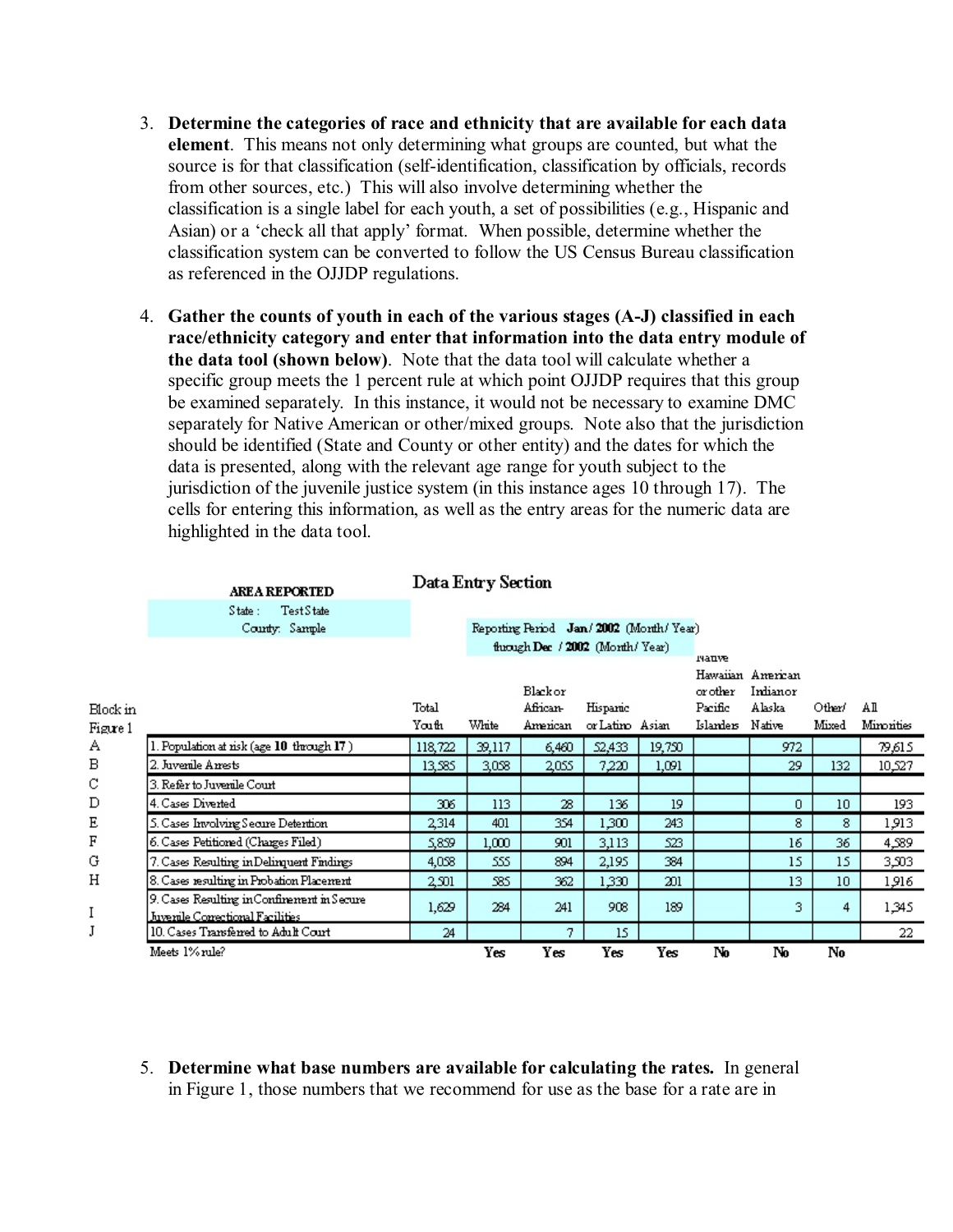3. **Determine the categories of race and ethnicity that are available for each data element**. This means not only determining what groups are counted, but what the source is for that classification (self-identification, classification by officials, records from other sources, etc.) This will also involve determining whether the classification is a single label for each youth, a set of possibilities (e.g., Hispanic and Asian) or a 'check all that apply' format. When possible, determine whether the classification system can be converted to follow the US Census Bureau classification as referenced in the OJJDP regulations.

4. **Gather the counts of youth in each of the various stages (A-J) classified in each race/ethnicity category and enter that information into the data entry module of the data tool (shown below)**. Note that the data tool will calculate whether a specific group meets the 1 percent rule at which point OJJDP requires that this group be examined separately. In this instance, it would not be necessary to examine DMC separately for Native American or other/mixed groups. Note also that the jurisdiction should be identified (State and County or other entity) and the dates for which the data is presented, along with the relevant age range for youth subject to the jurisdiction of the juvenile justice system (in this instance ages 10 through 17). The cells for entering this information, as well as the entry areas for the numeric data are highlighted in the data tool.

**Data Entry Section**

**AREA REPORTED**
State: Test State
County: Sample

Reporting Period **Jan / 2002** (Month / Year) through **Dec / 2002** (Month / Year)

| Block in Figure 1 | | Total Youth | White | Black or African-American | Hispanic or Latino | Asian | Native Hawaiian or other Pacific Islanders | American Indian or Alaska Native | Other/ Mixed | All Minorities |
|---|---|---|---|---|---|---|---|---|---|---|
| A | 1. Population at risk (age **10** through **17**) | 118,722 | 39,117 | 6,460 | 52,433 | 19,750 | | 972 | | 79,615 |
| B | 2. Juvenile Arrests | 13,585 | 3,058 | 2,055 | 7,220 | 1,091 | | 29 | 132 | 10,527 |
| C | 3. Refer to Juvenile Court | | | | | | | | | |
| D | 4. Cases Diverted | 306 | 113 | 28 | 136 | 19 | | 0 | 10 | 193 |
| E | 5. Cases Involving Secure Detention | 2,314 | 401 | 354 | 1,300 | 243 | | 8 | 8 | 1,913 |
| F | 6. Cases Petitioned (Charges Filed) | 5,859 | 1,000 | 901 | 3,113 | 523 | | 16 | 36 | 4,589 |
| G | 7. Cases Resulting in Delinquent Findings | 4,058 | 555 | 894 | 2,195 | 384 | | 15 | 15 | 3,503 |
| H | 8. Cases resulting in Probation Placement | 2,501 | 585 | 362 | 1,330 | 201 | | 13 | 10 | 1,916 |
| I | 9. Cases Resulting in Confinement in Secure Juvenile Correctional Facilities | 1,629 | 284 | 241 | 908 | 189 | | 3 | 4 | 1,345 |
| J | 10. Cases Transferred to Adult Court | 24 | | 7 | 15 | | | | | 22 |
| | Meets 1% rule? | | Yes | Yes | Yes | Yes | No | No | No | |

5. **Determine what base numbers are available for calculating the rates.** In general in Figure 1, those numbers that we recommend for use as the base for a rate are in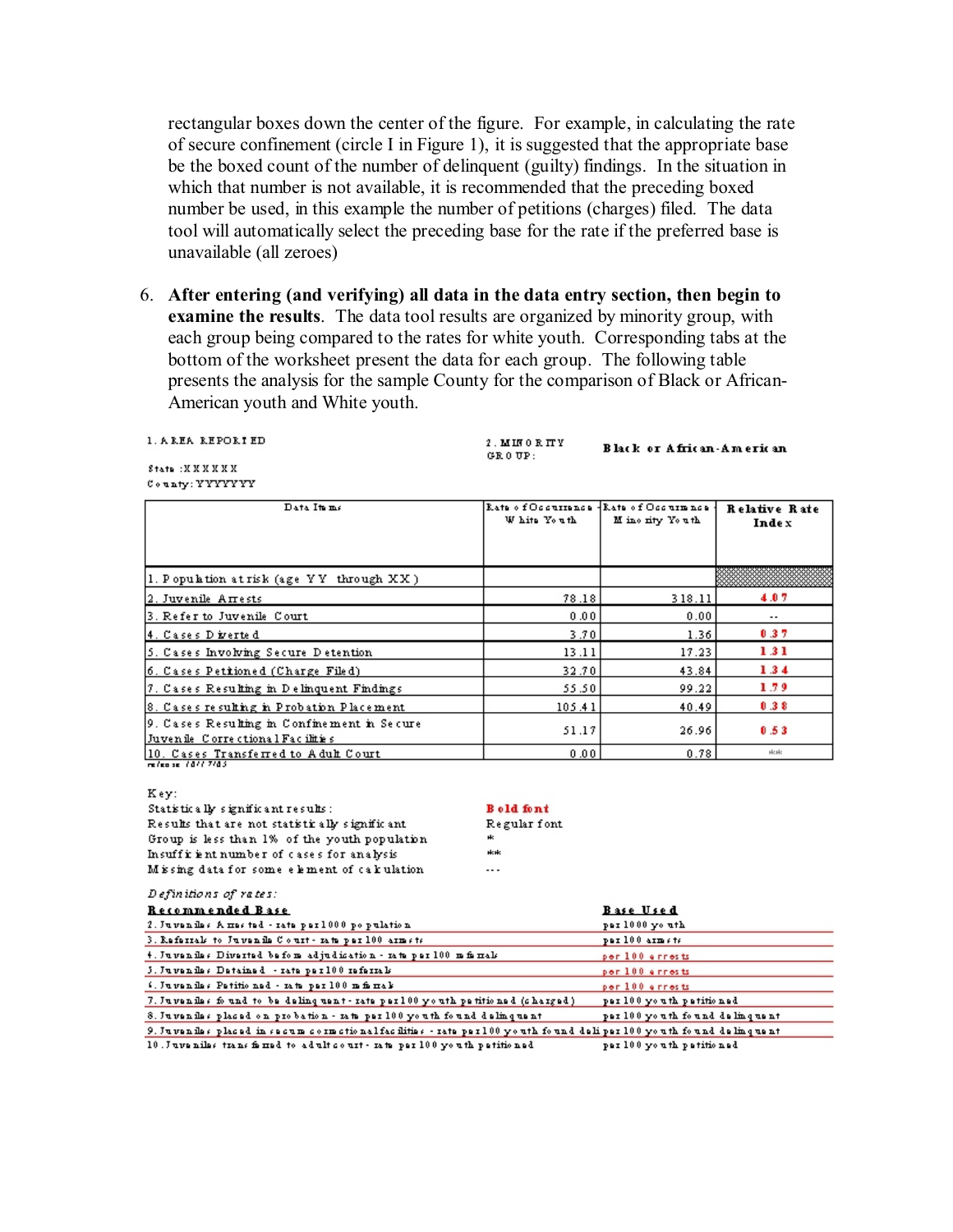rectangular boxes down the center of the figure. For example, in calculating the rate of secure confinement (circle I in Figure 1), it is suggested that the appropriate base be the boxed count of the number of delinquent (guilty) findings. In the situation in which that number is not available, it is recommended that the preceding boxed number be used, in this example the number of petitions (charges) filed. The data tool will automatically select the preceding base for the rate if the preferred base is unavailable (all zeroes)

6. **After entering (and verifying) all data in the data entry section, then begin to examine the results**. The data tool results are organized by minority group, with each group being compared to the rates for white youth. Corresponding tabs at the bottom of the worksheet present the data for each group. The following table presents the analysis for the sample County for the comparison of Black or African-American youth and White youth.

1. AREA REPORTED

State :XXXXXX
County: YYYYYYY

2. MINORITY GROUP: **Black or African-American**

| Data Items | Rate of Occurrence - White Youth | Rate of Occurrence - Minority Youth | Relative Rate Index |
|---|---|---|---|
| 1. Population at risk (age YY through XX) | | | |
| 2. Juvenile Arrests | 78.18 | 318.11 | **4.07** |
| 3. Refer to Juvenile Court | 0.00 | 0.00 | -- |
| 4. Cases Diverted | 3.70 | 1.36 | **0.37** |
| 5. Cases Involving Secure Detention | 13.11 | 17.23 | **1.31** |
| 6. Cases Petitioned (Charge Filed) | 32.70 | 43.84 | **1.34** |
| 7. Cases Resulting in Delinquent Findings | 55.50 | 99.22 | **1.79** |
| 8. Cases resulting in Probation Placement | 105.41 | 40.49 | **0.38** |
| 9. Cases Resulting in Confinement in Secure Juvenile Correctional Facilities | 51.17 | 26.96 | **0.53** |
| 10. Cases Transferred to Adult Court | 0.00 | 0.78 | ** |

release 10/17/05

Key:

| | |
|---|---|
| Statistically significant results: | **Bold font** |
| Results that are not statistically significant | Regular font |
| Group is less than 1% of the youth population | * |
| Insufficient number of cases for analysis | ** |
| Missing data for some element of calculation | --- |

*Definitions of rates:*

| **Recommended Base** | **Base Used** |
|---|---|
| 2. Juveniles Arrested - rate per 1000 population | per 1000 youth |
| 3. Referrals to Juvenile Court - rate per 100 arrests | per 100 arrests |
| 4. Juveniles Diverted before adjudication - rate per 100 referrals | per 100 arrests |
| 5. Juveniles Detained - rate per 100 referrals | per 100 arrests |
| 6. Juveniles Petitioned - rate per 100 referrals | per 100 arrests |
| 7. Juveniles found to be delinquent - rate per 100 youth petitioned (charged) | per 100 youth petitioned |
| 8. Juveniles placed on probation - rate per 100 youth found delinquent | per 100 youth found delinquent |
| 9. Juveniles placed in secure correctional facilities - rate per 100 youth found deli | per 100 youth found delinquent |
| 10. Juveniles transferred to adult court - rate per 100 youth petitioned | per 100 youth petitioned |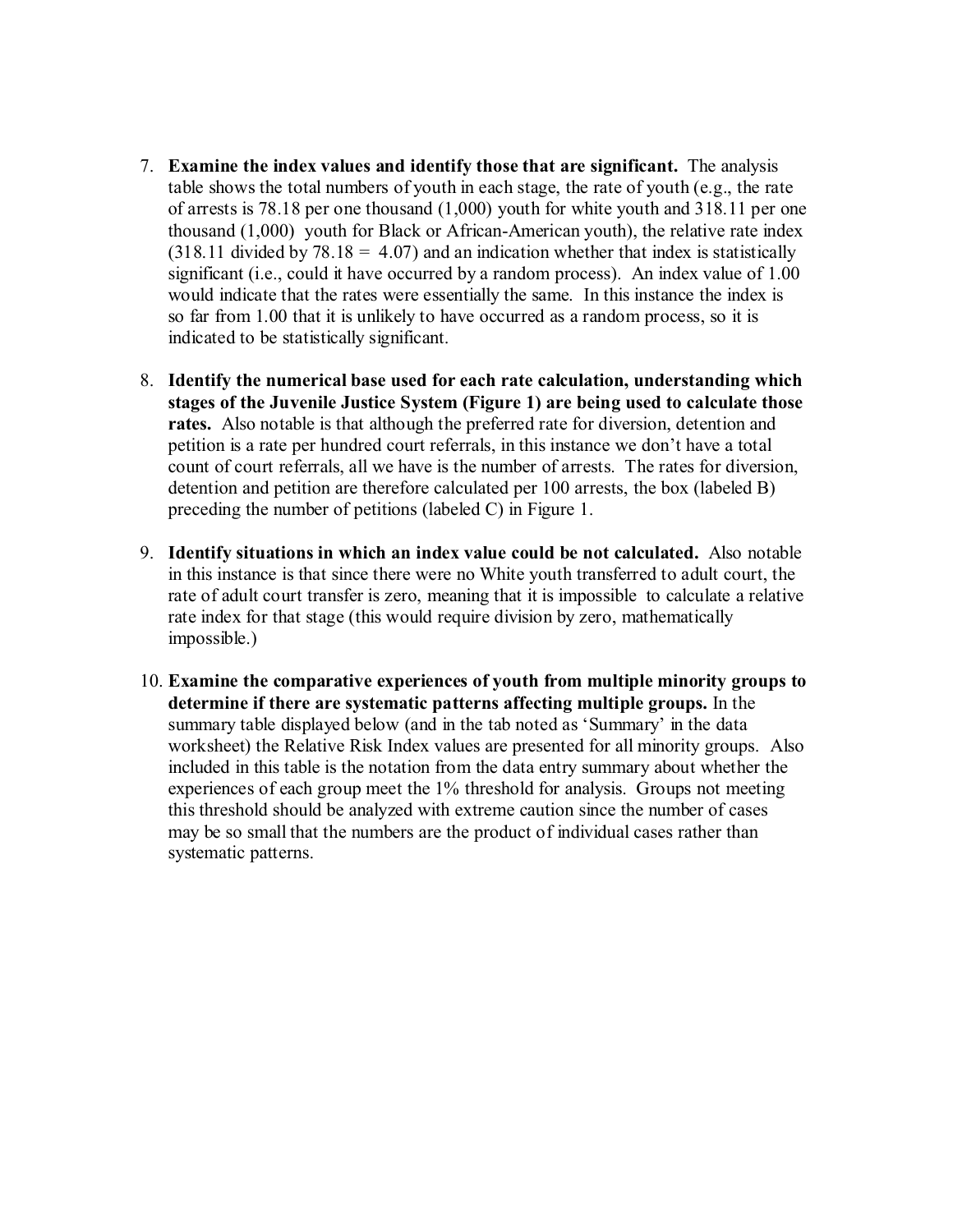7. **Examine the index values and identify those that are significant.** The analysis table shows the total numbers of youth in each stage, the rate of youth (e.g., the rate of arrests is 78.18 per one thousand (1,000) youth for white youth and 318.11 per one thousand (1,000) youth for Black or African-American youth), the relative rate index (318.11 divided by 78.18 = 4.07) and an indication whether that index is statistically significant (i.e., could it have occurred by a random process). An index value of 1.00 would indicate that the rates were essentially the same. In this instance the index is so far from 1.00 that it is unlikely to have occurred as a random process, so it is indicated to be statistically significant.

8. **Identify the numerical base used for each rate calculation, understanding which stages of the Juvenile Justice System (Figure 1) are being used to calculate those rates.** Also notable is that although the preferred rate for diversion, detention and petition is a rate per hundred court referrals, in this instance we don't have a total count of court referrals, all we have is the number of arrests. The rates for diversion, detention and petition are therefore calculated per 100 arrests, the box (labeled B) preceding the number of petitions (labeled C) in Figure 1.

9. **Identify situations in which an index value could be not calculated.** Also notable in this instance is that since there were no White youth transferred to adult court, the rate of adult court transfer is zero, meaning that it is impossible to calculate a relative rate index for that stage (this would require division by zero, mathematically impossible.)

10. **Examine the comparative experiences of youth from multiple minority groups to determine if there are systematic patterns affecting multiple groups.** In the summary table displayed below (and in the tab noted as 'Summary' in the data worksheet) the Relative Risk Index values are presented for all minority groups. Also included in this table is the notation from the data entry summary about whether the experiences of each group meet the 1% threshold for analysis. Groups not meeting this threshold should be analyzed with extreme caution since the number of cases may be so small that the numbers are the product of individual cases rather than systematic patterns.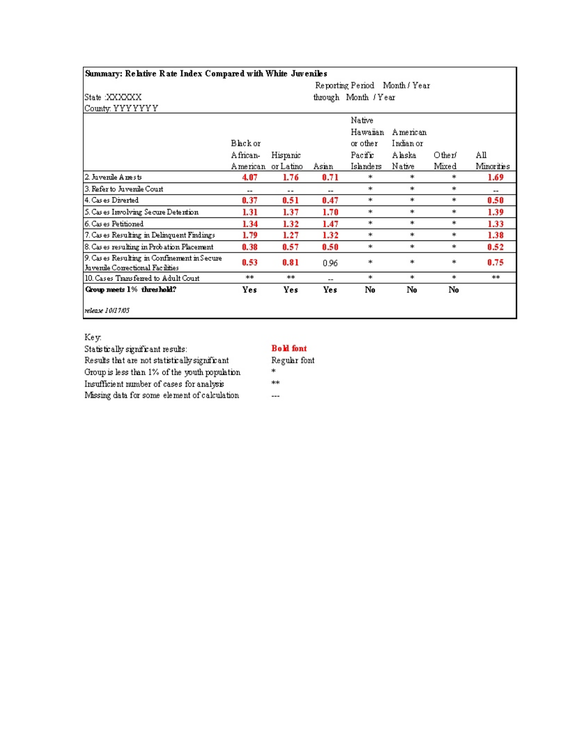**Summary: Relative Rate Index Compared with White Juveniles**

State :XXXXXX

County: YYYYYYY

Reporting Period Month / Year through Month / Year

| | Black or African-American | Hispanic or Latino | Asian | Native Hawaiian or other Pacific Islanders | American Indian or Alaska Native | Other/ Mixed | All Minorities |
|---|---|---|---|---|---|---|---|
| 2. Juvenile Arrests | **4.07** | **1.76** | **0.71** | * | * | * | **1.69** |
| 3. Refer to Juvenile Court | -- | -- | -- | * | * | * | -- |
| 4. Cases Diverted | **0.37** | **0.51** | **0.47** | * | * | * | **0.50** |
| 5. Cases Involving Secure Detention | **1.31** | **1.37** | **1.70** | * | * | * | **1.39** |
| 6. Cases Petitioned | **1.34** | **1.32** | **1.47** | * | * | * | **1.33** |
| 7. Cases Resulting in Delinquent Findings | **1.79** | **1.27** | **1.32** | * | * | * | **1.38** |
| 8. Cases resulting in Probation Placement | **0.38** | **0.57** | **0.50** | * | * | * | **0.52** |
| 9. Cases Resulting in Confinement in Secure Juvenile Correctional Facilities | **0.53** | **0.81** | 0.96 | * | * | * | **0.75** |
| 10. Cases Transferred to Adult Court | ** | ** | -- | * | * | * | ** |
| **Group meets 1% threshold?** | **Yes** | **Yes** | **Yes** | **No** | **No** | **No** | |

*release 10/17/05*

Key:

| | |
|---|---|
| Statistically significant results: | **Bold font** |
| Results that are not statistically significant | Regular font |
| Group is less than 1% of the youth population | * |
| Insufficient number of cases for analysis | ** |
| Missing data for some element of calculation | --- |